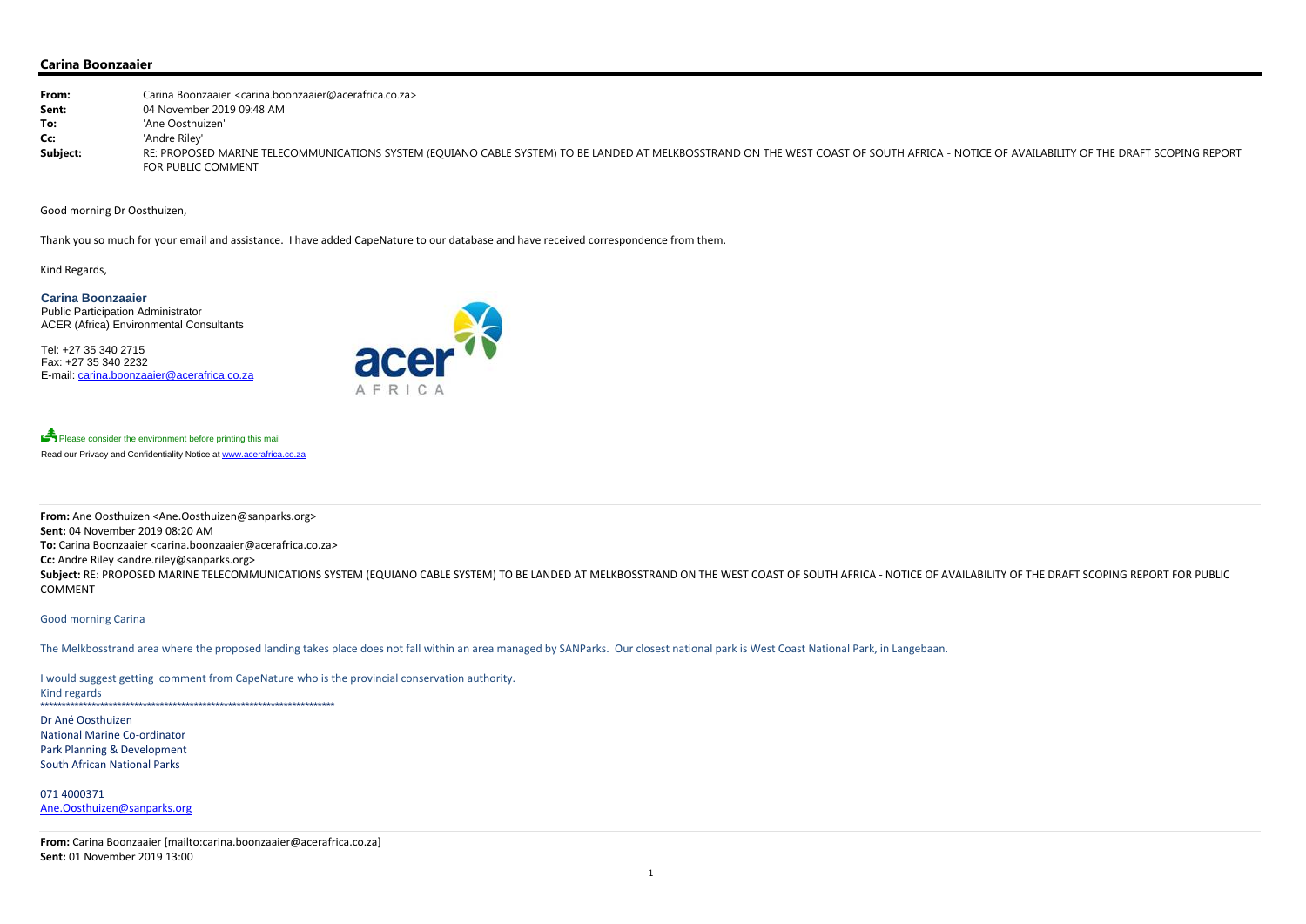## Carina Boonzaaier

**From:** Carina Boonzaaier <carina.boonzaaier@acerafrica.co.za>
**Sent:** 04 November 2019 09:48 AM
**To:** 'Ane Oosthuizen'
**Cc:** 'Andre Riley'
**Subject:** RE: PROPOSED MARINE TELECOMMUNICATIONS SYSTEM (EQUIANO CABLE SYSTEM) TO BE LANDED AT MELKBOSSTRAND ON THE WEST COAST OF SOUTH AFRICA - NOTICE OF AVAILABILITY OF THE DRAFT SCOPING REPORT FOR PUBLIC COMMENT

Good morning Dr Oosthuizen,

Thank you so much for your email and assistance. I have added CapeNature to our database and have received correspondence from them.

Kind Regards,

**Carina Boonzaaier**
Public Participation Administrator
ACER (Africa) Environmental Consultants

Tel: +27 35 340 2715
Fax: +27 35 340 2232
E-mail: carina.boonzaaier@acerafrica.co.za

acer AFRICA

Please consider the environment before printing this mail
Read our Privacy and Confidentiality Notice at www.acerafrica.co.za

---

**From:** Ane Oosthuizen <Ane.Oosthuizen@sanparks.org>
**Sent:** 04 November 2019 08:20 AM
**To:** Carina Boonzaaier <carina.boonzaaier@acerafrica.co.za>
**Cc:** Andre Riley <andre.riley@sanparks.org>
**Subject:** RE: PROPOSED MARINE TELECOMMUNICATIONS SYSTEM (EQUIANO CABLE SYSTEM) TO BE LANDED AT MELKBOSSTRAND ON THE WEST COAST OF SOUTH AFRICA - NOTICE OF AVAILABILITY OF THE DRAFT SCOPING REPORT FOR PUBLIC COMMENT

Good morning Carina

The Melkbosstrand area where the proposed landing takes place does not fall within an area managed by SANParks. Our closest national park is West Coast National Park, in Langebaan.

I would suggest getting comment from CapeNature who is the provincial conservation authority.
Kind regards
**********************************************************************
Dr Ané Oosthuizen
National Marine Co-ordinator
Park Planning & Development
South African National Parks

071 4000371
Ane.Oosthuizen@sanparks.org

---

**From:** Carina Boonzaaier [mailto:carina.boonzaaier@acerafrica.co.za]
**Sent:** 01 November 2019 13:00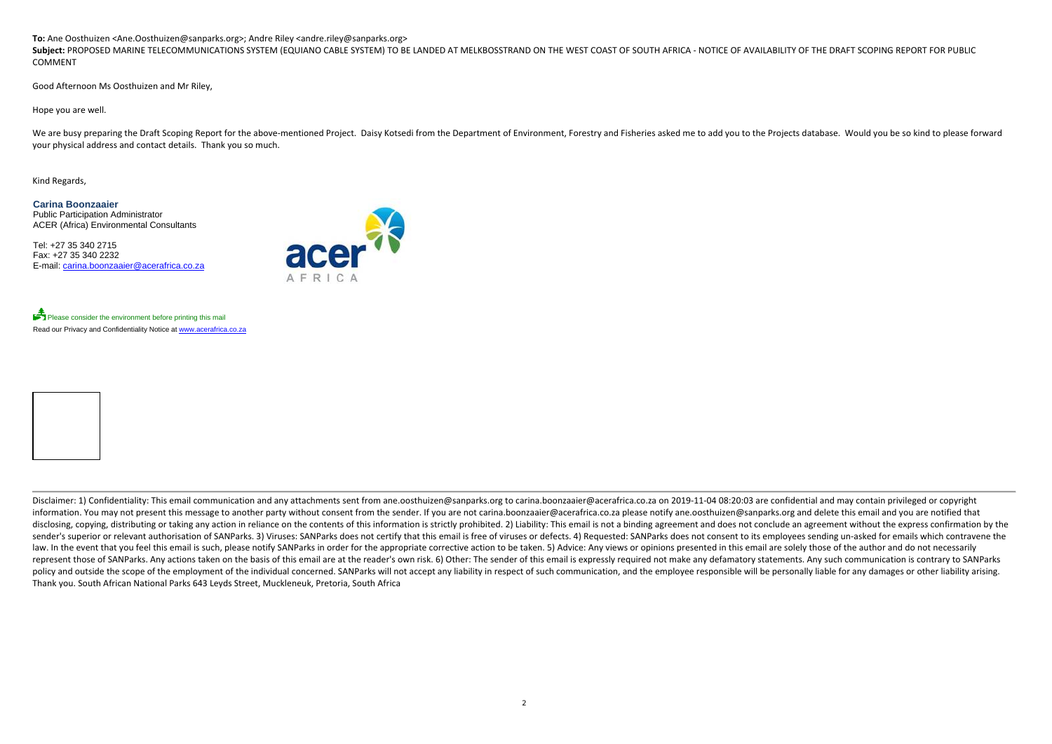**To:** Ane Oosthuizen <Ane.Oosthuizen@sanparks.org>; Andre Riley <andre.riley@sanparks.org>
**Subject:** PROPOSED MARINE TELECOMMUNICATIONS SYSTEM (EQUIANO CABLE SYSTEM) TO BE LANDED AT MELKBOSSTRAND ON THE WEST COAST OF SOUTH AFRICA - NOTICE OF AVAILABILITY OF THE DRAFT SCOPING REPORT FOR PUBLIC COMMENT

Good Afternoon Ms Oosthuizen and Mr Riley,

Hope you are well.

We are busy preparing the Draft Scoping Report for the above-mentioned Project. Daisy Kotsedi from the Department of Environment, Forestry and Fisheries asked me to add you to the Projects database. Would you be so kind to please forward your physical address and contact details. Thank you so much.

Kind Regards,

**Carina Boonzaaier**
Public Participation Administrator
ACER (Africa) Environmental Consultants

Tel: +27 35 340 2715
Fax: +27 35 340 2232
E-mail: carina.boonzaaier@acerafrica.co.za

acer AFRICA

Please consider the environment before printing this mail
Read our Privacy and Confidentiality Notice at www.acerafrica.co.za

Disclaimer: 1) Confidentiality: This email communication and any attachments sent from ane.oosthuizen@sanparks.org to carina.boonzaaier@acerafrica.co.za on 2019-11-04 08:20:03 are confidential and may contain privileged or copyright information. You may not present this message to another party without consent from the sender. If you are not carina.boonzaaier@acerafrica.co.za please notify ane.oosthuizen@sanparks.org and delete this email and you are notified that disclosing, copying, distributing or taking any action in reliance on the contents of this information is strictly prohibited. 2) Liability: This email is not a binding agreement and does not conclude an agreement without the express confirmation by the sender's superior or relevant authorisation of SANParks. 3) Viruses: SANParks does not certify that this email is free of viruses or defects. 4) Requested: SANParks does not consent to its employees sending un-asked for emails which contravene the law. In the event that you feel this email is such, please notify SANParks in order for the appropriate corrective action to be taken. 5) Advice: Any views or opinions presented in this email are solely those of the author and do not necessarily represent those of SANParks. Any actions taken on the basis of this email are at the reader's own risk. 6) Other: The sender of this email is expressly required not make any defamatory statements. Any such communication is contrary to SANParks policy and outside the scope of the employment of the individual concerned. SANParks will not accept any liability in respect of such communication, and the employee responsible will be personally liable for any damages or other liability arising. Thank you. South African National Parks 643 Leyds Street, Muckleneuk, Pretoria, South Africa